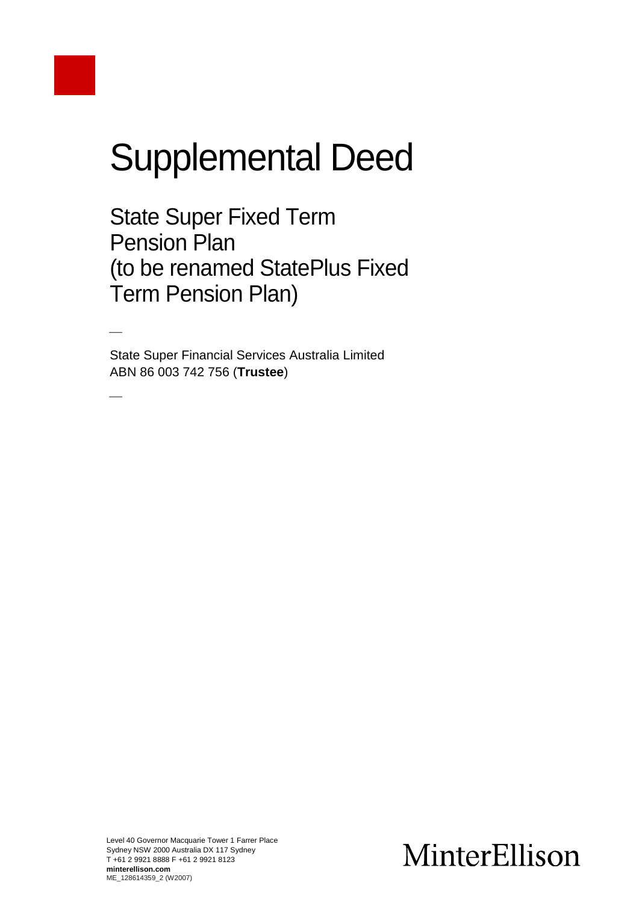# Supplemental Deed

## State Super Fixed Term Pension Plan (to be renamed StatePlus Fixed Term Pension Plan)

—

State Super Financial Services Australia Limited
ABN 86 003 742 756 (**Trustee**)

—

Level 40 Governor Macquarie Tower 1 Farrer Place
Sydney NSW 2000 Australia DX 117 Sydney
T +61 2 9921 8888 F +61 2 9921 8123
**minterellison.com**
ME_128614359_2 (W2007)

MinterEllison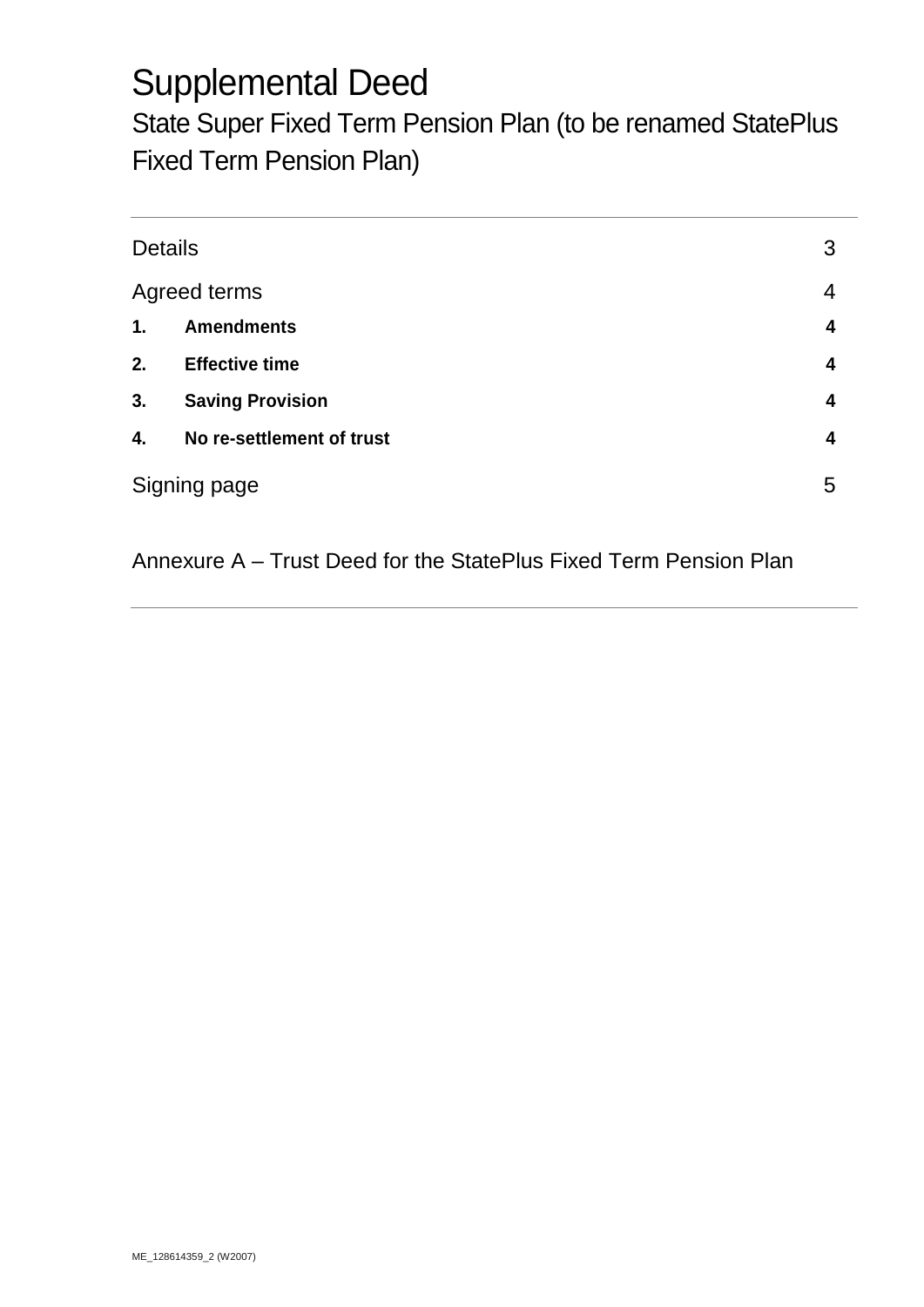# Supplemental Deed

## State Super Fixed Term Pension Plan (to be renamed StatePlus Fixed Term Pension Plan)

---

| | |
|---|---|
| Details | 3 |
| Agreed terms | 4 |
| **1. Amendments** | **4** |
| **2. Effective time** | **4** |
| **3. Saving Provision** | **4** |
| **4. No re-settlement of trust** | **4** |
| Signing page | 5 |

Annexure A – Trust Deed for the StatePlus Fixed Term Pension Plan

---

ME_128614359_2 (W2007)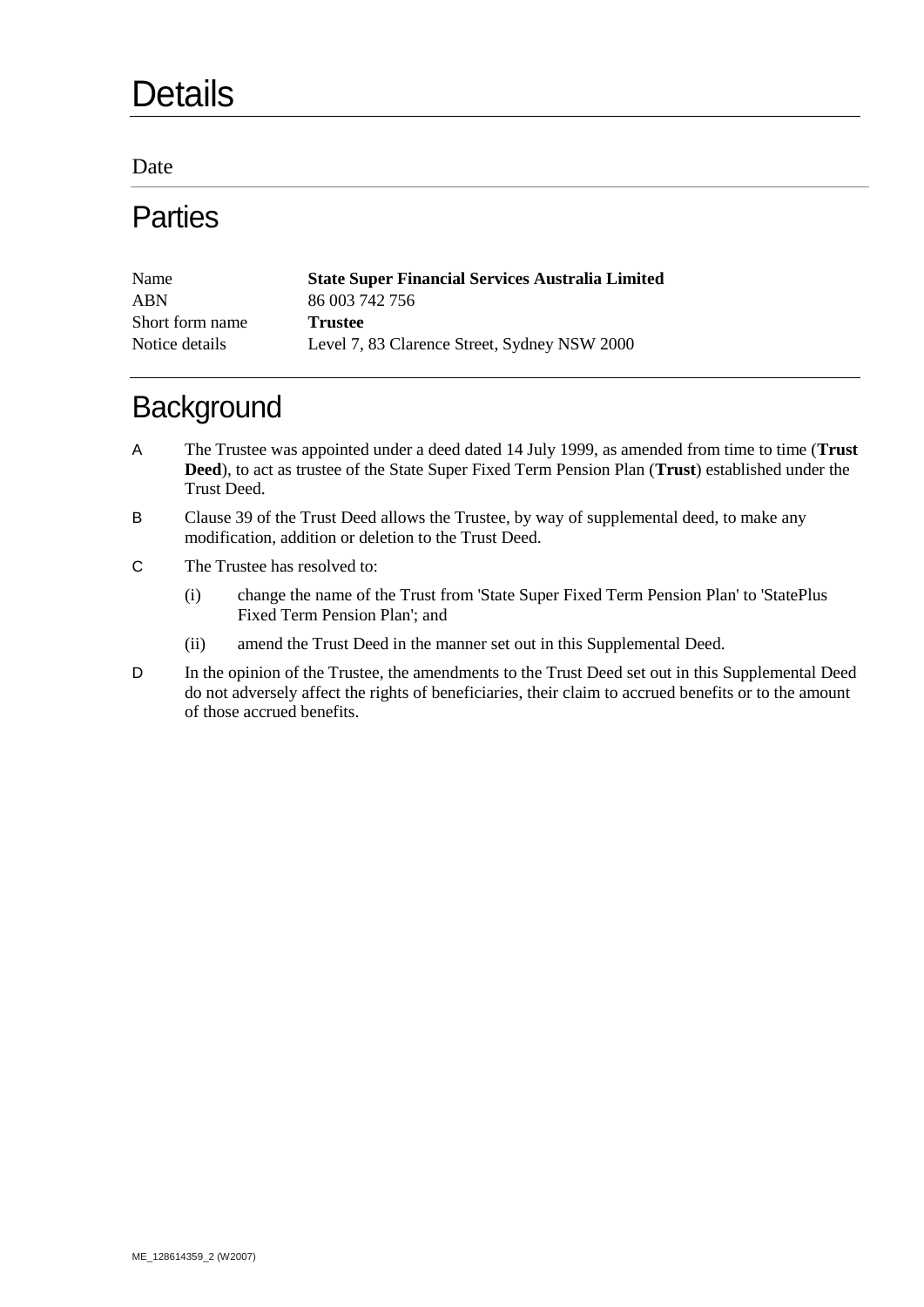# Details

Date

# Parties

| | |
|---|---|
| Name | **State Super Financial Services Australia Limited** |
| ABN | 86 003 742 756 |
| Short form name | **Trustee** |
| Notice details | Level 7, 83 Clarence Street, Sydney NSW 2000 |

# Background

A. The Trustee was appointed under a deed dated 14 July 1999, as amended from time to time (**Trust Deed**), to act as trustee of the State Super Fixed Term Pension Plan (**Trust**) established under the Trust Deed.

B. Clause 39 of the Trust Deed allows the Trustee, by way of supplemental deed, to make any modification, addition or deletion to the Trust Deed.

C. The Trustee has resolved to:

   (i) change the name of the Trust from 'State Super Fixed Term Pension Plan' to 'StatePlus Fixed Term Pension Plan'; and

   (ii) amend the Trust Deed in the manner set out in this Supplemental Deed.

D. In the opinion of the Trustee, the amendments to the Trust Deed set out in this Supplemental Deed do not adversely affect the rights of beneficiaries, their claim to accrued benefits or to the amount of those accrued benefits.

ME_128614359_2 (W2007)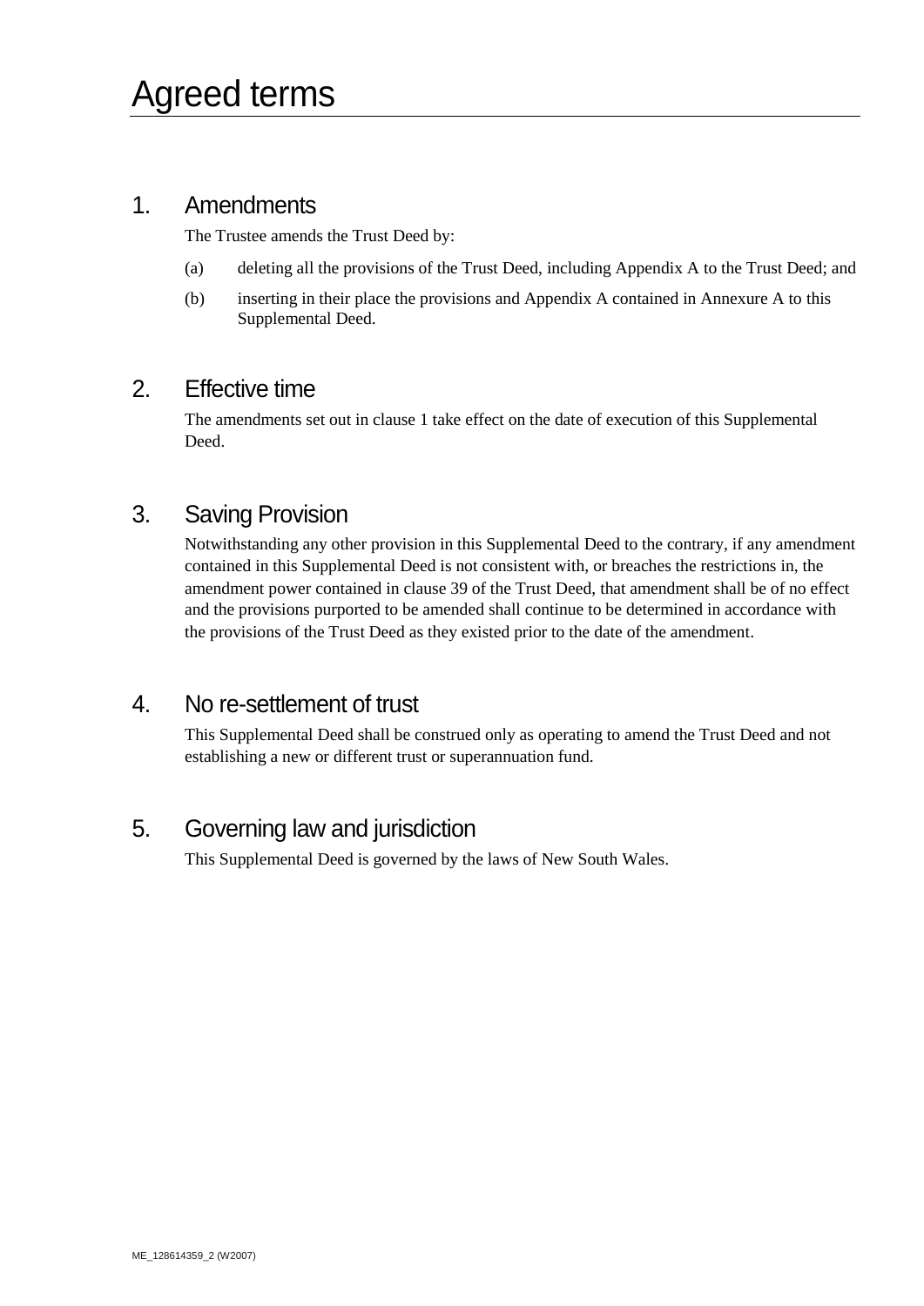# Agreed terms

## 1. Amendments

The Trustee amends the Trust Deed by:

(a) deleting all the provisions of the Trust Deed, including Appendix A to the Trust Deed; and

(b) inserting in their place the provisions and Appendix A contained in Annexure A to this Supplemental Deed.

## 2. Effective time

The amendments set out in clause 1 take effect on the date of execution of this Supplemental Deed.

## 3. Saving Provision

Notwithstanding any other provision in this Supplemental Deed to the contrary, if any amendment contained in this Supplemental Deed is not consistent with, or breaches the restrictions in, the amendment power contained in clause 39 of the Trust Deed, that amendment shall be of no effect and the provisions purported to be amended shall continue to be determined in accordance with the provisions of the Trust Deed as they existed prior to the date of the amendment.

## 4. No re-settlement of trust

This Supplemental Deed shall be construed only as operating to amend the Trust Deed and not establishing a new or different trust or superannuation fund.

## 5. Governing law and jurisdiction

This Supplemental Deed is governed by the laws of New South Wales.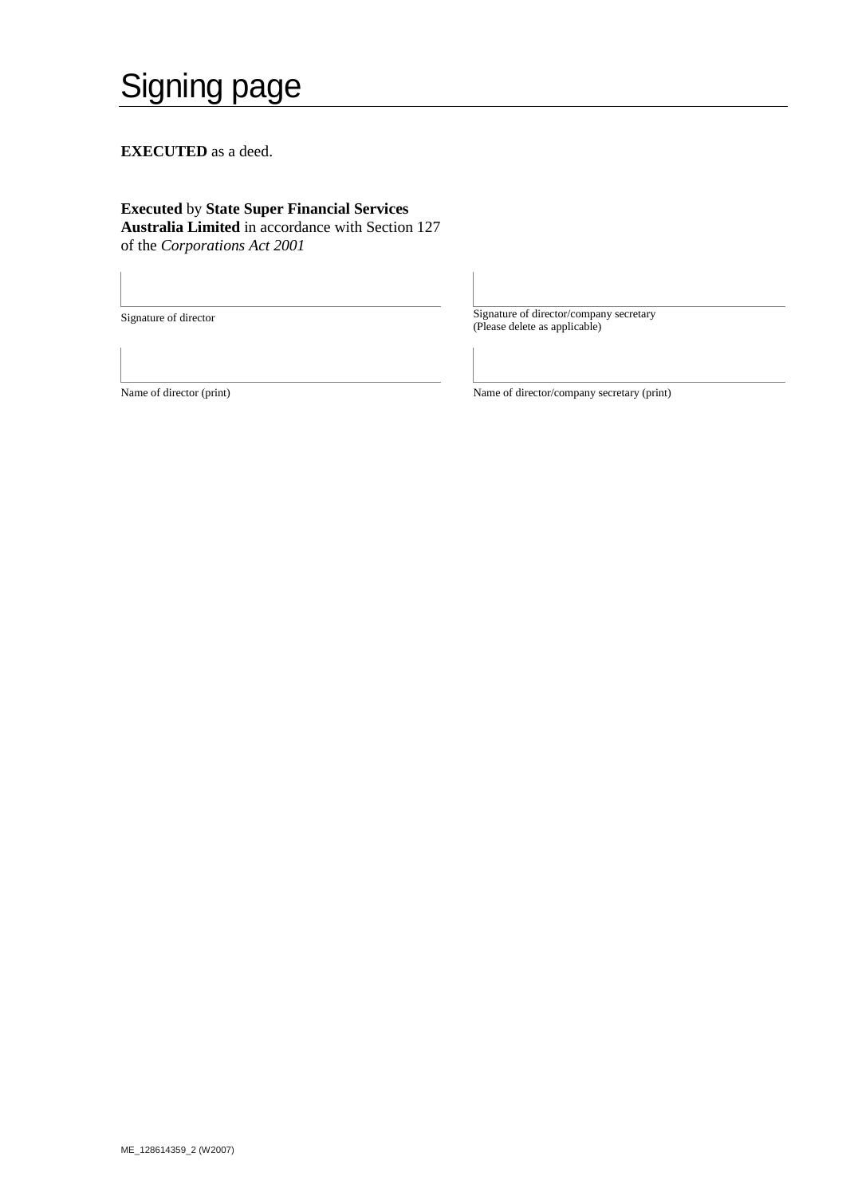# Signing page

**EXECUTED** as a deed.

**Executed** by **State Super Financial Services Australia Limited** in accordance with Section 127 of the *Corporations Act 2001*

| | |
|---|---|
| Signature of director | Signature of director/company secretary (Please delete as applicable) |
| Name of director (print) | Name of director/company secretary (print) |

ME_128614359_2 (W2007)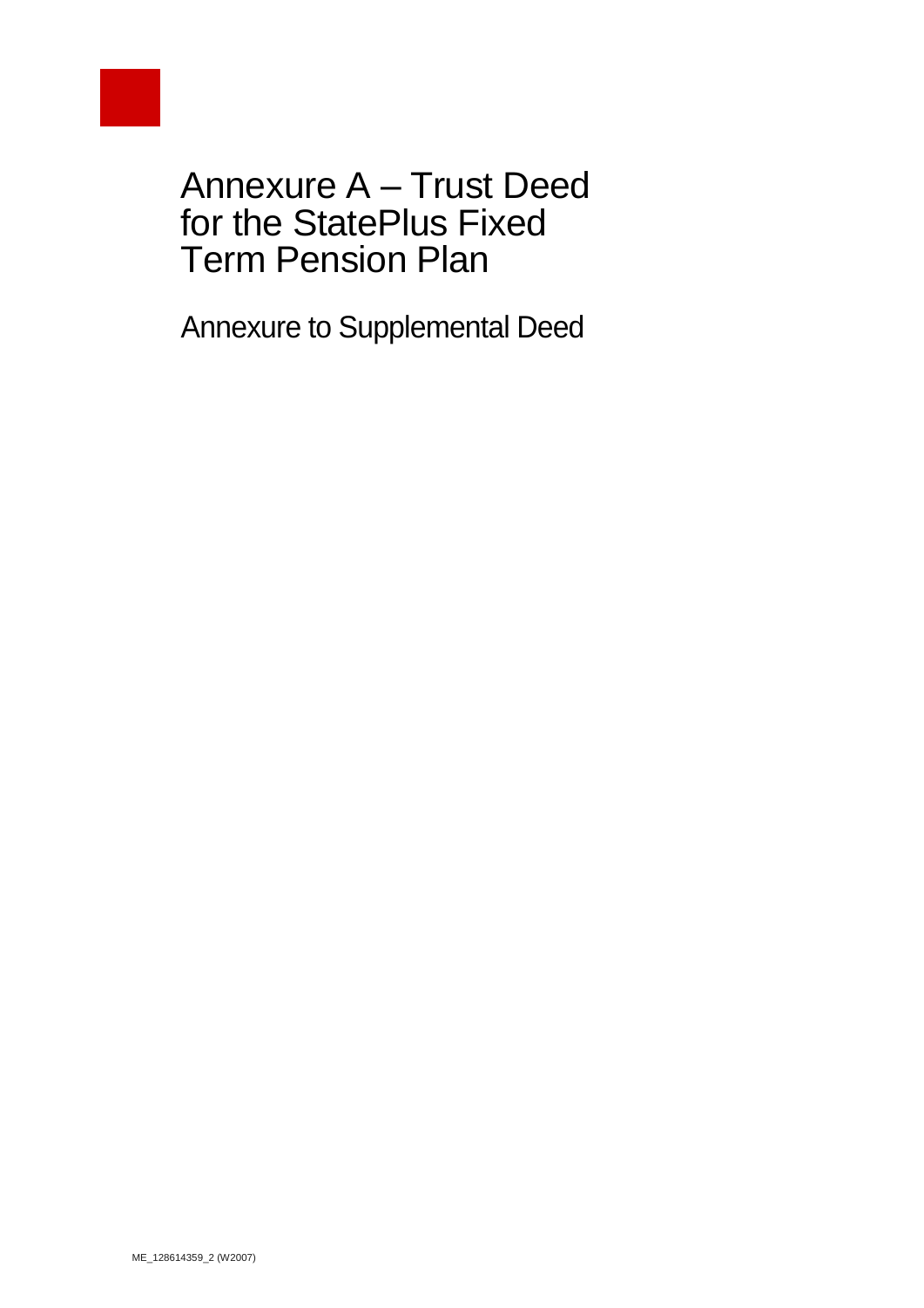# Annexure A – Trust Deed for the StatePlus Fixed Term Pension Plan

Annexure to Supplemental Deed

ME_128614359_2 (W2007)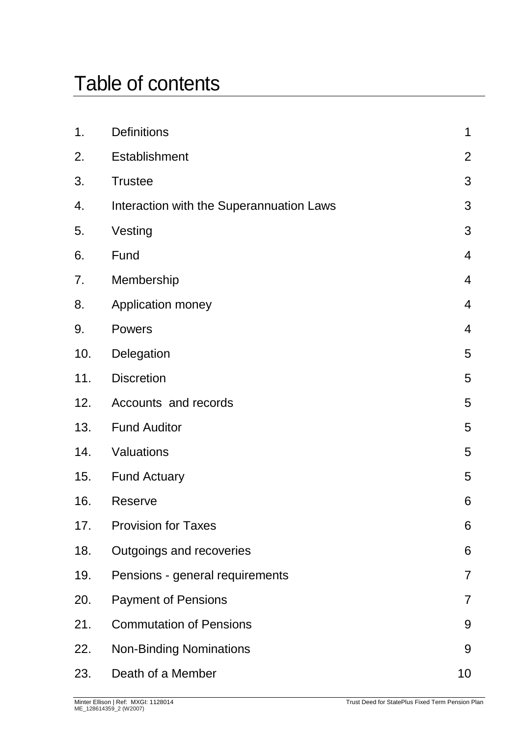# Table of contents

| | | |
|---|---|---|
| 1. | Definitions | 1 |
| 2. | Establishment | 2 |
| 3. | Trustee | 3 |
| 4. | Interaction with the Superannuation Laws | 3 |
| 5. | Vesting | 3 |
| 6. | Fund | 4 |
| 7. | Membership | 4 |
| 8. | Application money | 4 |
| 9. | Powers | 4 |
| 10. | Delegation | 5 |
| 11. | Discretion | 5 |
| 12. | Accounts and records | 5 |
| 13. | Fund Auditor | 5 |
| 14. | Valuations | 5 |
| 15. | Fund Actuary | 5 |
| 16. | Reserve | 6 |
| 17. | Provision for Taxes | 6 |
| 18. | Outgoings and recoveries | 6 |
| 19. | Pensions - general requirements | 7 |
| 20. | Payment of Pensions | 7 |
| 21. | Commutation of Pensions | 9 |
| 22. | Non-Binding Nominations | 9 |
| 23. | Death of a Member | 10 |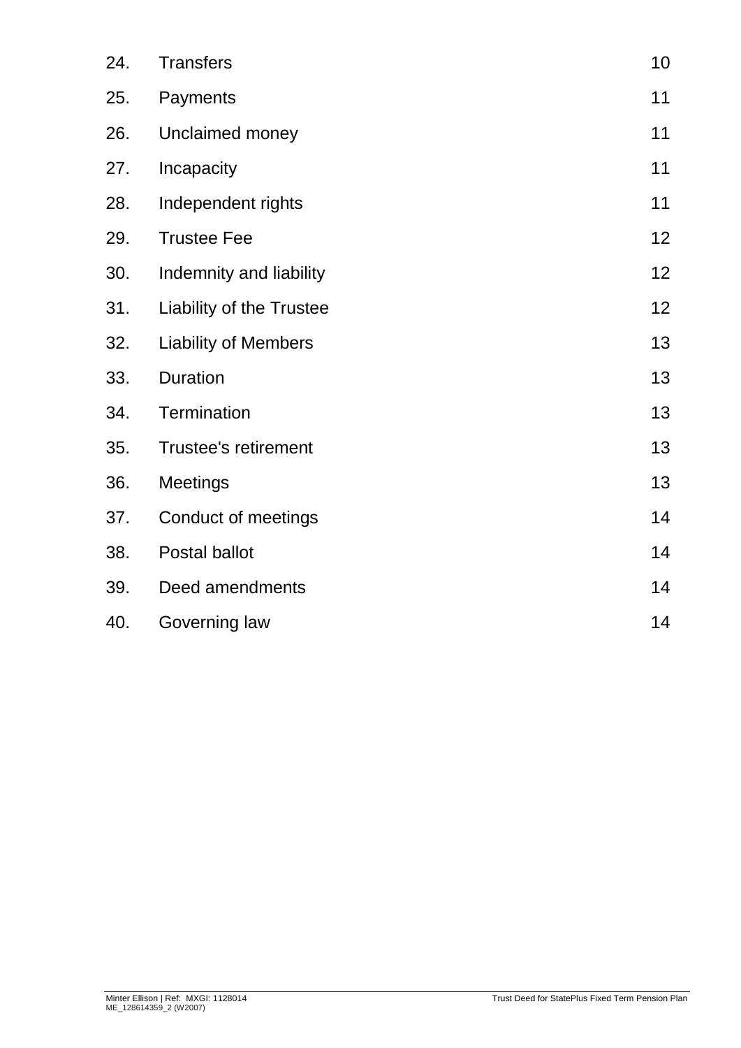| | | |
|---|---|---|
| 24. | Transfers | 10 |
| 25. | Payments | 11 |
| 26. | Unclaimed money | 11 |
| 27. | Incapacity | 11 |
| 28. | Independent rights | 11 |
| 29. | Trustee Fee | 12 |
| 30. | Indemnity and liability | 12 |
| 31. | Liability of the Trustee | 12 |
| 32. | Liability of Members | 13 |
| 33. | Duration | 13 |
| 34. | Termination | 13 |
| 35. | Trustee's retirement | 13 |
| 36. | Meetings | 13 |
| 37. | Conduct of meetings | 14 |
| 38. | Postal ballot | 14 |
| 39. | Deed amendments | 14 |
| 40. | Governing law | 14 |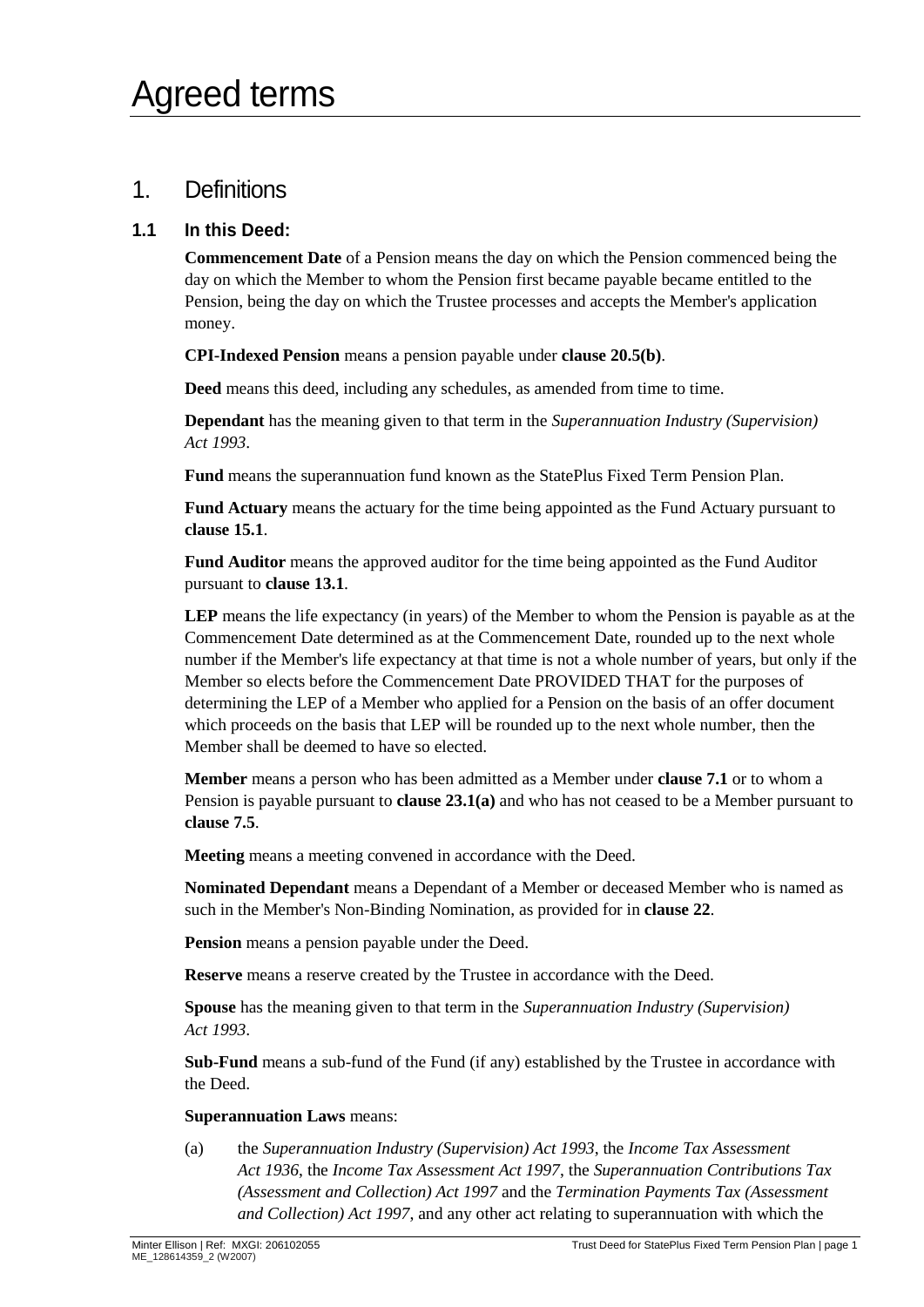# Agreed terms

## 1. Definitions

### 1.1 In this Deed:

**Commencement Date** of a Pension means the day on which the Pension commenced being the day on which the Member to whom the Pension first became payable became entitled to the Pension, being the day on which the Trustee processes and accepts the Member's application money.

**CPI-Indexed Pension** means a pension payable under **clause 20.5(b)**.

**Deed** means this deed, including any schedules, as amended from time to time.

**Dependant** has the meaning given to that term in the *Superannuation Industry (Supervision) Act 1993*.

**Fund** means the superannuation fund known as the StatePlus Fixed Term Pension Plan.

**Fund Actuary** means the actuary for the time being appointed as the Fund Actuary pursuant to **clause 15.1**.

**Fund Auditor** means the approved auditor for the time being appointed as the Fund Auditor pursuant to **clause 13.1**.

**LEP** means the life expectancy (in years) of the Member to whom the Pension is payable as at the Commencement Date determined as at the Commencement Date, rounded up to the next whole number if the Member's life expectancy at that time is not a whole number of years, but only if the Member so elects before the Commencement Date PROVIDED THAT for the purposes of determining the LEP of a Member who applied for a Pension on the basis of an offer document which proceeds on the basis that LEP will be rounded up to the next whole number, then the Member shall be deemed to have so elected.

**Member** means a person who has been admitted as a Member under **clause 7.1** or to whom a Pension is payable pursuant to **clause 23.1(a)** and who has not ceased to be a Member pursuant to **clause 7.5**.

**Meeting** means a meeting convened in accordance with the Deed.

**Nominated Dependant** means a Dependant of a Member or deceased Member who is named as such in the Member's Non-Binding Nomination, as provided for in **clause 22**.

**Pension** means a pension payable under the Deed.

**Reserve** means a reserve created by the Trustee in accordance with the Deed.

**Spouse** has the meaning given to that term in the *Superannuation Industry (Supervision) Act 1993*.

**Sub-Fund** means a sub-fund of the Fund (if any) established by the Trustee in accordance with the Deed.

**Superannuation Laws** means:

(a) the *Superannuation Industry (Supervision) Act 1993*, the *Income Tax Assessment Act 1936*, the *Income Tax Assessment Act 1997*, the *Superannuation Contributions Tax (Assessment and Collection) Act 1997* and the *Termination Payments Tax (Assessment and Collection) Act 1997*, and any other act relating to superannuation with which the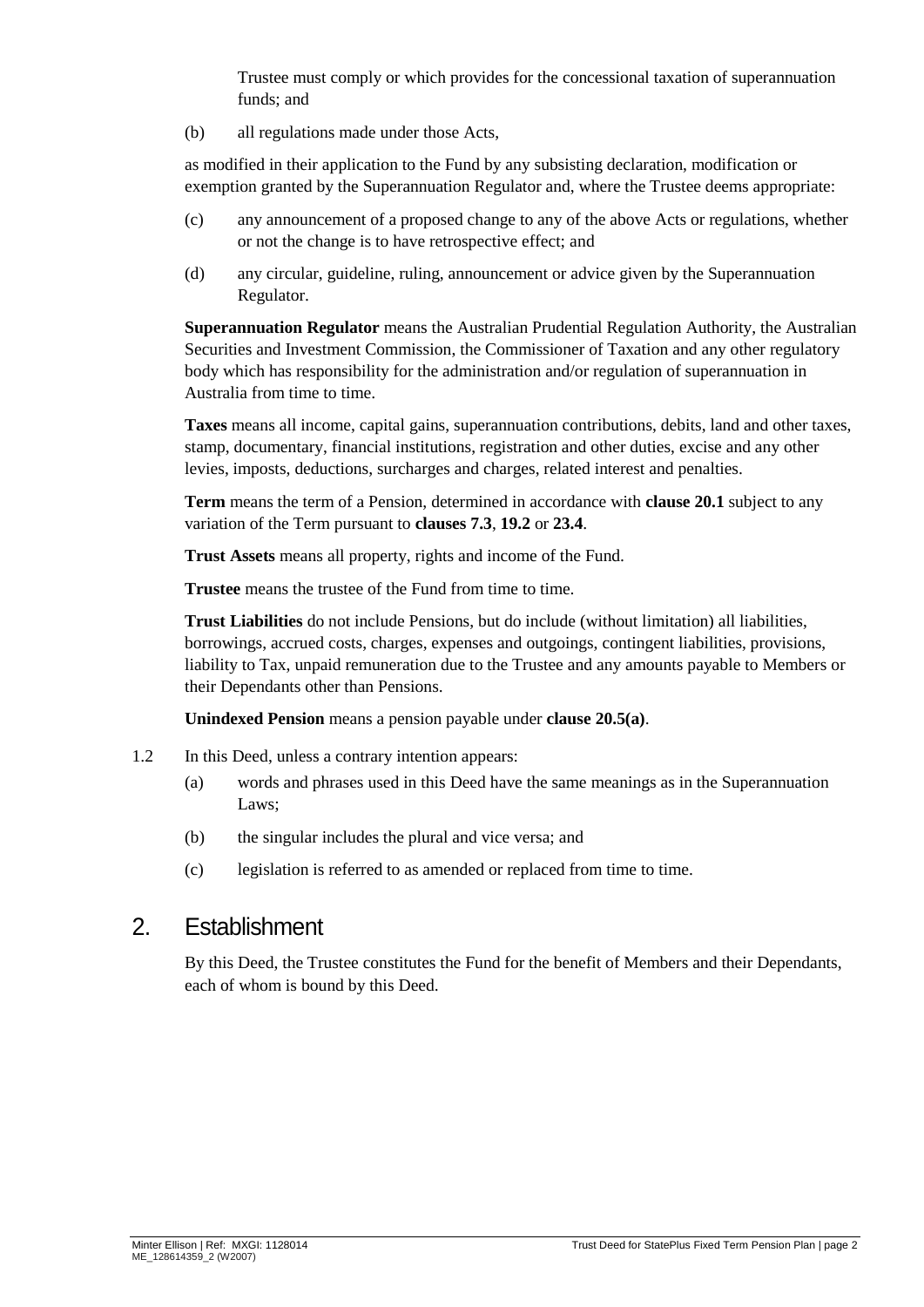Trustee must comply or which provides for the concessional taxation of superannuation funds; and

(b) all regulations made under those Acts,

as modified in their application to the Fund by any subsisting declaration, modification or exemption granted by the Superannuation Regulator and, where the Trustee deems appropriate:

(c) any announcement of a proposed change to any of the above Acts or regulations, whether or not the change is to have retrospective effect; and

(d) any circular, guideline, ruling, announcement or advice given by the Superannuation Regulator.

**Superannuation Regulator** means the Australian Prudential Regulation Authority, the Australian Securities and Investment Commission, the Commissioner of Taxation and any other regulatory body which has responsibility for the administration and/or regulation of superannuation in Australia from time to time.

**Taxes** means all income, capital gains, superannuation contributions, debits, land and other taxes, stamp, documentary, financial institutions, registration and other duties, excise and any other levies, imposts, deductions, surcharges and charges, related interest and penalties.

**Term** means the term of a Pension, determined in accordance with **clause 20.1** subject to any variation of the Term pursuant to **clauses 7.3**, **19.2** or **23.4**.

**Trust Assets** means all property, rights and income of the Fund.

**Trustee** means the trustee of the Fund from time to time.

**Trust Liabilities** do not include Pensions, but do include (without limitation) all liabilities, borrowings, accrued costs, charges, expenses and outgoings, contingent liabilities, provisions, liability to Tax, unpaid remuneration due to the Trustee and any amounts payable to Members or their Dependants other than Pensions.

**Unindexed Pension** means a pension payable under **clause 20.5(a)**.

1.2 In this Deed, unless a contrary intention appears:

(a) words and phrases used in this Deed have the same meanings as in the Superannuation Laws;

(b) the singular includes the plural and vice versa; and

(c) legislation is referred to as amended or replaced from time to time.

## 2. Establishment

By this Deed, the Trustee constitutes the Fund for the benefit of Members and their Dependants, each of whom is bound by this Deed.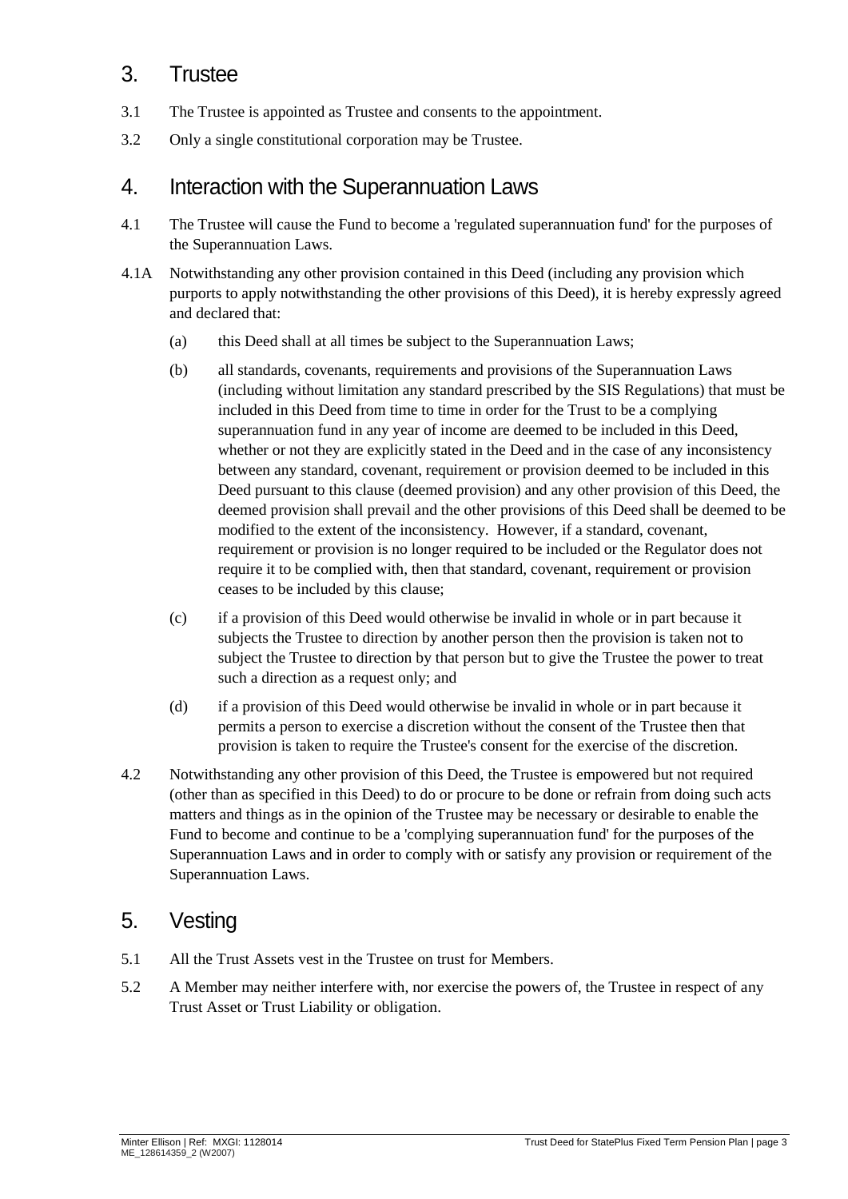## 3. Trustee

3.1 The Trustee is appointed as Trustee and consents to the appointment.

3.2 Only a single constitutional corporation may be Trustee.

## 4. Interaction with the Superannuation Laws

4.1 The Trustee will cause the Fund to become a 'regulated superannuation fund' for the purposes of the Superannuation Laws.

4.1A Notwithstanding any other provision contained in this Deed (including any provision which purports to apply notwithstanding the other provisions of this Deed), it is hereby expressly agreed and declared that:

(a) this Deed shall at all times be subject to the Superannuation Laws;

(b) all standards, covenants, requirements and provisions of the Superannuation Laws (including without limitation any standard prescribed by the SIS Regulations) that must be included in this Deed from time to time in order for the Trust to be a complying superannuation fund in any year of income are deemed to be included in this Deed, whether or not they are explicitly stated in the Deed and in the case of any inconsistency between any standard, covenant, requirement or provision deemed to be included in this Deed pursuant to this clause (deemed provision) and any other provision of this Deed, the deemed provision shall prevail and the other provisions of this Deed shall be deemed to be modified to the extent of the inconsistency. However, if a standard, covenant, requirement or provision is no longer required to be included or the Regulator does not require it to be complied with, then that standard, covenant, requirement or provision ceases to be included by this clause;

(c) if a provision of this Deed would otherwise be invalid in whole or in part because it subjects the Trustee to direction by another person then the provision is taken not to subject the Trustee to direction by that person but to give the Trustee the power to treat such a direction as a request only; and

(d) if a provision of this Deed would otherwise be invalid in whole or in part because it permits a person to exercise a discretion without the consent of the Trustee then that provision is taken to require the Trustee's consent for the exercise of the discretion.

4.2 Notwithstanding any other provision of this Deed, the Trustee is empowered but not required (other than as specified in this Deed) to do or procure to be done or refrain from doing such acts matters and things as in the opinion of the Trustee may be necessary or desirable to enable the Fund to become and continue to be a 'complying superannuation fund' for the purposes of the Superannuation Laws and in order to comply with or satisfy any provision or requirement of the Superannuation Laws.

## 5. Vesting

5.1 All the Trust Assets vest in the Trustee on trust for Members.

5.2 A Member may neither interfere with, nor exercise the powers of, the Trustee in respect of any Trust Asset or Trust Liability or obligation.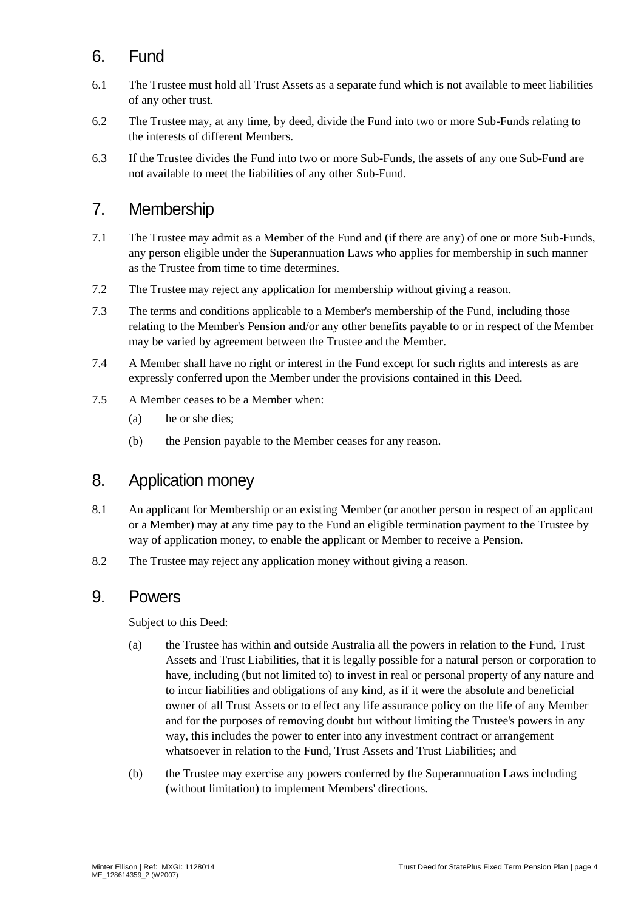## 6. Fund

6.1 The Trustee must hold all Trust Assets as a separate fund which is not available to meet liabilities of any other trust.

6.2 The Trustee may, at any time, by deed, divide the Fund into two or more Sub-Funds relating to the interests of different Members.

6.3 If the Trustee divides the Fund into two or more Sub-Funds, the assets of any one Sub-Fund are not available to meet the liabilities of any other Sub-Fund.

## 7. Membership

7.1 The Trustee may admit as a Member of the Fund and (if there are any) of one or more Sub-Funds, any person eligible under the Superannuation Laws who applies for membership in such manner as the Trustee from time to time determines.

7.2 The Trustee may reject any application for membership without giving a reason.

7.3 The terms and conditions applicable to a Member's membership of the Fund, including those relating to the Member's Pension and/or any other benefits payable to or in respect of the Member may be varied by agreement between the Trustee and the Member.

7.4 A Member shall have no right or interest in the Fund except for such rights and interests as are expressly conferred upon the Member under the provisions contained in this Deed.

7.5 A Member ceases to be a Member when:

(a) he or she dies;

(b) the Pension payable to the Member ceases for any reason.

## 8. Application money

8.1 An applicant for Membership or an existing Member (or another person in respect of an applicant or a Member) may at any time pay to the Fund an eligible termination payment to the Trustee by way of application money, to enable the applicant or Member to receive a Pension.

8.2 The Trustee may reject any application money without giving a reason.

## 9. Powers

Subject to this Deed:

(a) the Trustee has within and outside Australia all the powers in relation to the Fund, Trust Assets and Trust Liabilities, that it is legally possible for a natural person or corporation to have, including (but not limited to) to invest in real or personal property of any nature and to incur liabilities and obligations of any kind, as if it were the absolute and beneficial owner of all Trust Assets or to effect any life assurance policy on the life of any Member and for the purposes of removing doubt but without limiting the Trustee's powers in any way, this includes the power to enter into any investment contract or arrangement whatsoever in relation to the Fund, Trust Assets and Trust Liabilities; and

(b) the Trustee may exercise any powers conferred by the Superannuation Laws including (without limitation) to implement Members' directions.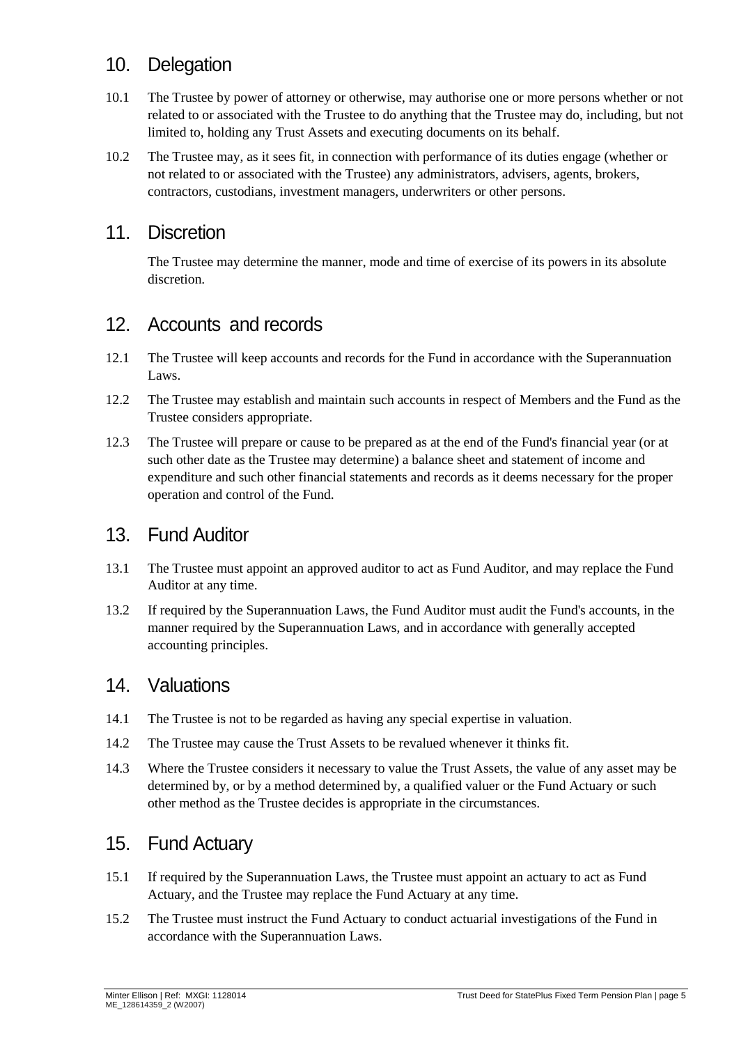## 10. Delegation

10.1 The Trustee by power of attorney or otherwise, may authorise one or more persons whether or not related to or associated with the Trustee to do anything that the Trustee may do, including, but not limited to, holding any Trust Assets and executing documents on its behalf.

10.2 The Trustee may, as it sees fit, in connection with performance of its duties engage (whether or not related to or associated with the Trustee) any administrators, advisers, agents, brokers, contractors, custodians, investment managers, underwriters or other persons.

## 11. Discretion

The Trustee may determine the manner, mode and time of exercise of its powers in its absolute discretion.

## 12. Accounts and records

12.1 The Trustee will keep accounts and records for the Fund in accordance with the Superannuation Laws.

12.2 The Trustee may establish and maintain such accounts in respect of Members and the Fund as the Trustee considers appropriate.

12.3 The Trustee will prepare or cause to be prepared as at the end of the Fund's financial year (or at such other date as the Trustee may determine) a balance sheet and statement of income and expenditure and such other financial statements and records as it deems necessary for the proper operation and control of the Fund.

## 13. Fund Auditor

13.1 The Trustee must appoint an approved auditor to act as Fund Auditor, and may replace the Fund Auditor at any time.

13.2 If required by the Superannuation Laws, the Fund Auditor must audit the Fund's accounts, in the manner required by the Superannuation Laws, and in accordance with generally accepted accounting principles.

## 14. Valuations

14.1 The Trustee is not to be regarded as having any special expertise in valuation.

14.2 The Trustee may cause the Trust Assets to be revalued whenever it thinks fit.

14.3 Where the Trustee considers it necessary to value the Trust Assets, the value of any asset may be determined by, or by a method determined by, a qualified valuer or the Fund Actuary or such other method as the Trustee decides is appropriate in the circumstances.

## 15. Fund Actuary

15.1 If required by the Superannuation Laws, the Trustee must appoint an actuary to act as Fund Actuary, and the Trustee may replace the Fund Actuary at any time.

15.2 The Trustee must instruct the Fund Actuary to conduct actuarial investigations of the Fund in accordance with the Superannuation Laws.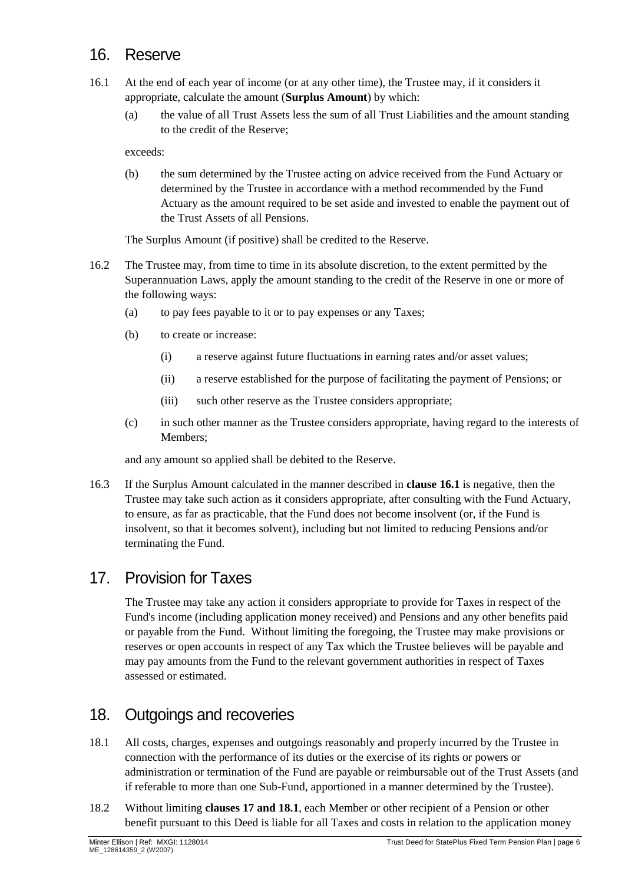## 16. Reserve

16.1 At the end of each year of income (or at any other time), the Trustee may, if it considers it appropriate, calculate the amount (**Surplus Amount**) by which:

(a) the value of all Trust Assets less the sum of all Trust Liabilities and the amount standing to the credit of the Reserve;

exceeds:

(b) the sum determined by the Trustee acting on advice received from the Fund Actuary or determined by the Trustee in accordance with a method recommended by the Fund Actuary as the amount required to be set aside and invested to enable the payment out of the Trust Assets of all Pensions.

The Surplus Amount (if positive) shall be credited to the Reserve.

16.2 The Trustee may, from time to time in its absolute discretion, to the extent permitted by the Superannuation Laws, apply the amount standing to the credit of the Reserve in one or more of the following ways:

(a) to pay fees payable to it or to pay expenses or any Taxes;

(b) to create or increase:

(i) a reserve against future fluctuations in earning rates and/or asset values;

(ii) a reserve established for the purpose of facilitating the payment of Pensions; or

(iii) such other reserve as the Trustee considers appropriate;

(c) in such other manner as the Trustee considers appropriate, having regard to the interests of Members;

and any amount so applied shall be debited to the Reserve.

16.3 If the Surplus Amount calculated in the manner described in **clause 16.1** is negative, then the Trustee may take such action as it considers appropriate, after consulting with the Fund Actuary, to ensure, as far as practicable, that the Fund does not become insolvent (or, if the Fund is insolvent, so that it becomes solvent), including but not limited to reducing Pensions and/or terminating the Fund.

## 17. Provision for Taxes

The Trustee may take any action it considers appropriate to provide for Taxes in respect of the Fund's income (including application money received) and Pensions and any other benefits paid or payable from the Fund. Without limiting the foregoing, the Trustee may make provisions or reserves or open accounts in respect of any Tax which the Trustee believes will be payable and may pay amounts from the Fund to the relevant government authorities in respect of Taxes assessed or estimated.

## 18. Outgoings and recoveries

18.1 All costs, charges, expenses and outgoings reasonably and properly incurred by the Trustee in connection with the performance of its duties or the exercise of its rights or powers or administration or termination of the Fund are payable or reimbursable out of the Trust Assets (and if referable to more than one Sub-Fund, apportioned in a manner determined by the Trustee).

18.2 Without limiting **clauses 17 and 18.1**, each Member or other recipient of a Pension or other benefit pursuant to this Deed is liable for all Taxes and costs in relation to the application money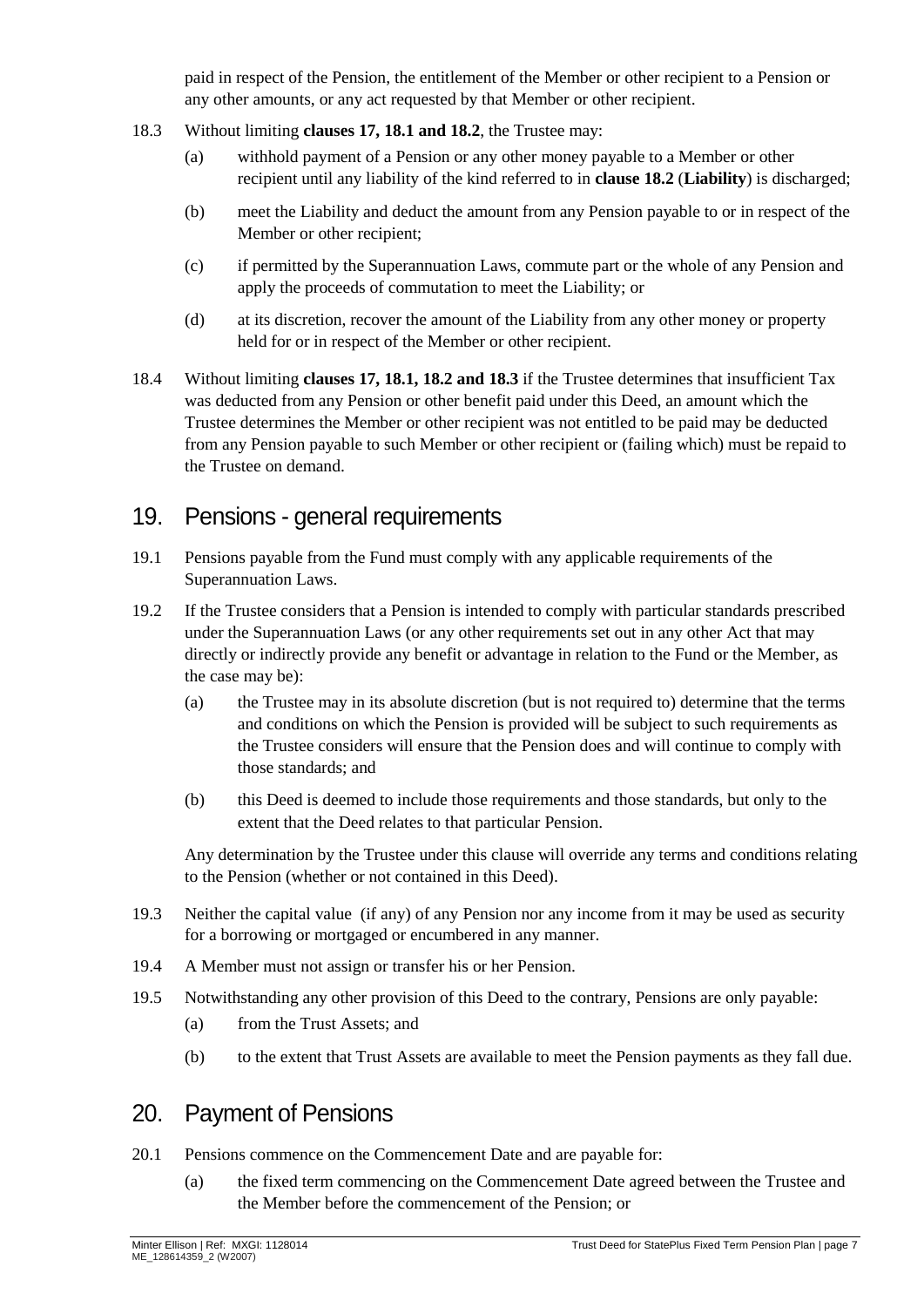paid in respect of the Pension, the entitlement of the Member or other recipient to a Pension or any other amounts, or any act requested by that Member or other recipient.

18.3 Without limiting **clauses 17, 18.1 and 18.2**, the Trustee may:

(a) withhold payment of a Pension or any other money payable to a Member or other recipient until any liability of the kind referred to in **clause 18.2** (**Liability**) is discharged;

(b) meet the Liability and deduct the amount from any Pension payable to or in respect of the Member or other recipient;

(c) if permitted by the Superannuation Laws, commute part or the whole of any Pension and apply the proceeds of commutation to meet the Liability; or

(d) at its discretion, recover the amount of the Liability from any other money or property held for or in respect of the Member or other recipient.

18.4 Without limiting **clauses 17, 18.1, 18.2 and 18.3** if the Trustee determines that insufficient Tax was deducted from any Pension or other benefit paid under this Deed, an amount which the Trustee determines the Member or other recipient was not entitled to be paid may be deducted from any Pension payable to such Member or other recipient or (failing which) must be repaid to the Trustee on demand.

## 19. Pensions - general requirements

19.1 Pensions payable from the Fund must comply with any applicable requirements of the Superannuation Laws.

19.2 If the Trustee considers that a Pension is intended to comply with particular standards prescribed under the Superannuation Laws (or any other requirements set out in any other Act that may directly or indirectly provide any benefit or advantage in relation to the Fund or the Member, as the case may be):

(a) the Trustee may in its absolute discretion (but is not required to) determine that the terms and conditions on which the Pension is provided will be subject to such requirements as the Trustee considers will ensure that the Pension does and will continue to comply with those standards; and

(b) this Deed is deemed to include those requirements and those standards, but only to the extent that the Deed relates to that particular Pension.

Any determination by the Trustee under this clause will override any terms and conditions relating to the Pension (whether or not contained in this Deed).

19.3 Neither the capital value (if any) of any Pension nor any income from it may be used as security for a borrowing or mortgaged or encumbered in any manner.

19.4 A Member must not assign or transfer his or her Pension.

19.5 Notwithstanding any other provision of this Deed to the contrary, Pensions are only payable:

(a) from the Trust Assets; and

(b) to the extent that Trust Assets are available to meet the Pension payments as they fall due.

## 20. Payment of Pensions

20.1 Pensions commence on the Commencement Date and are payable for:

(a) the fixed term commencing on the Commencement Date agreed between the Trustee and the Member before the commencement of the Pension; or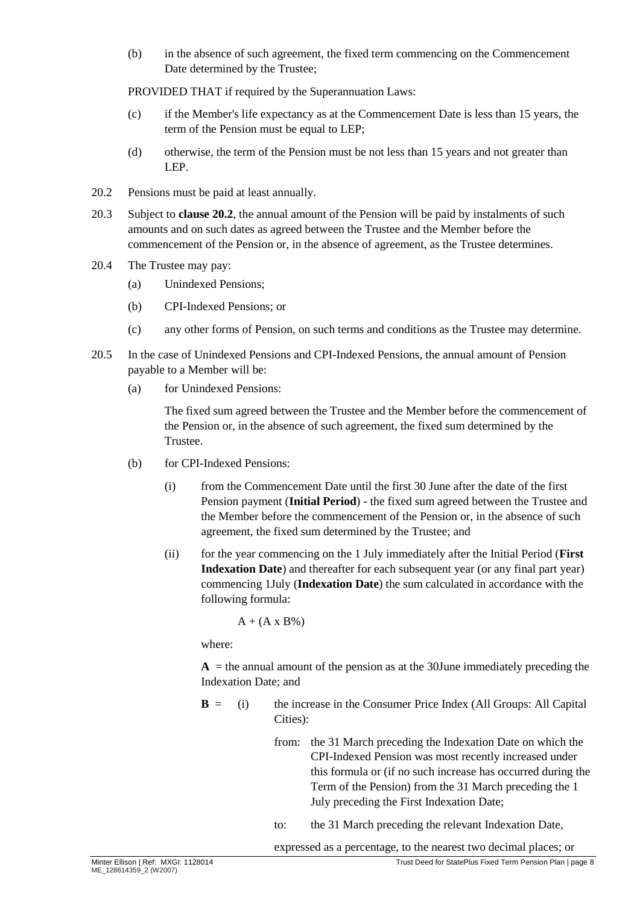(b) in the absence of such agreement, the fixed term commencing on the Commencement Date determined by the Trustee;

PROVIDED THAT if required by the Superannuation Laws:

(c) if the Member's life expectancy as at the Commencement Date is less than 15 years, the term of the Pension must be equal to LEP;

(d) otherwise, the term of the Pension must be not less than 15 years and not greater than LEP.

20.2 Pensions must be paid at least annually.

20.3 Subject to **clause 20.2**, the annual amount of the Pension will be paid by instalments of such amounts and on such dates as agreed between the Trustee and the Member before the commencement of the Pension or, in the absence of agreement, as the Trustee determines.

20.4 The Trustee may pay:

(a) Unindexed Pensions;

(b) CPI-Indexed Pensions; or

(c) any other forms of Pension, on such terms and conditions as the Trustee may determine.

20.5 In the case of Unindexed Pensions and CPI-Indexed Pensions, the annual amount of Pension payable to a Member will be:

(a) for Unindexed Pensions:

The fixed sum agreed between the Trustee and the Member before the commencement of the Pension or, in the absence of such agreement, the fixed sum determined by the Trustee.

(b) for CPI-Indexed Pensions:

(i) from the Commencement Date until the first 30 June after the date of the first Pension payment (**Initial Period**) - the fixed sum agreed between the Trustee and the Member before the commencement of the Pension or, in the absence of such agreement, the fixed sum determined by the Trustee; and

(ii) for the year commencing on the 1 July immediately after the Initial Period (**First Indexation Date**) and thereafter for each subsequent year (or any final part year) commencing 1July (**Indexation Date**) the sum calculated in accordance with the following formula:

$$A + (A \times B\%)$$

where:

**A** = the annual amount of the pension as at the 30June immediately preceding the Indexation Date; and

**B** = (i) the increase in the Consumer Price Index (All Groups: All Capital Cities):

from: the 31 March preceding the Indexation Date on which the CPI-Indexed Pension was most recently increased under this formula or (if no such increase has occurred during the Term of the Pension) from the 31 March preceding the 1 July preceding the First Indexation Date;

to: the 31 March preceding the relevant Indexation Date,

expressed as a percentage, to the nearest two decimal places; or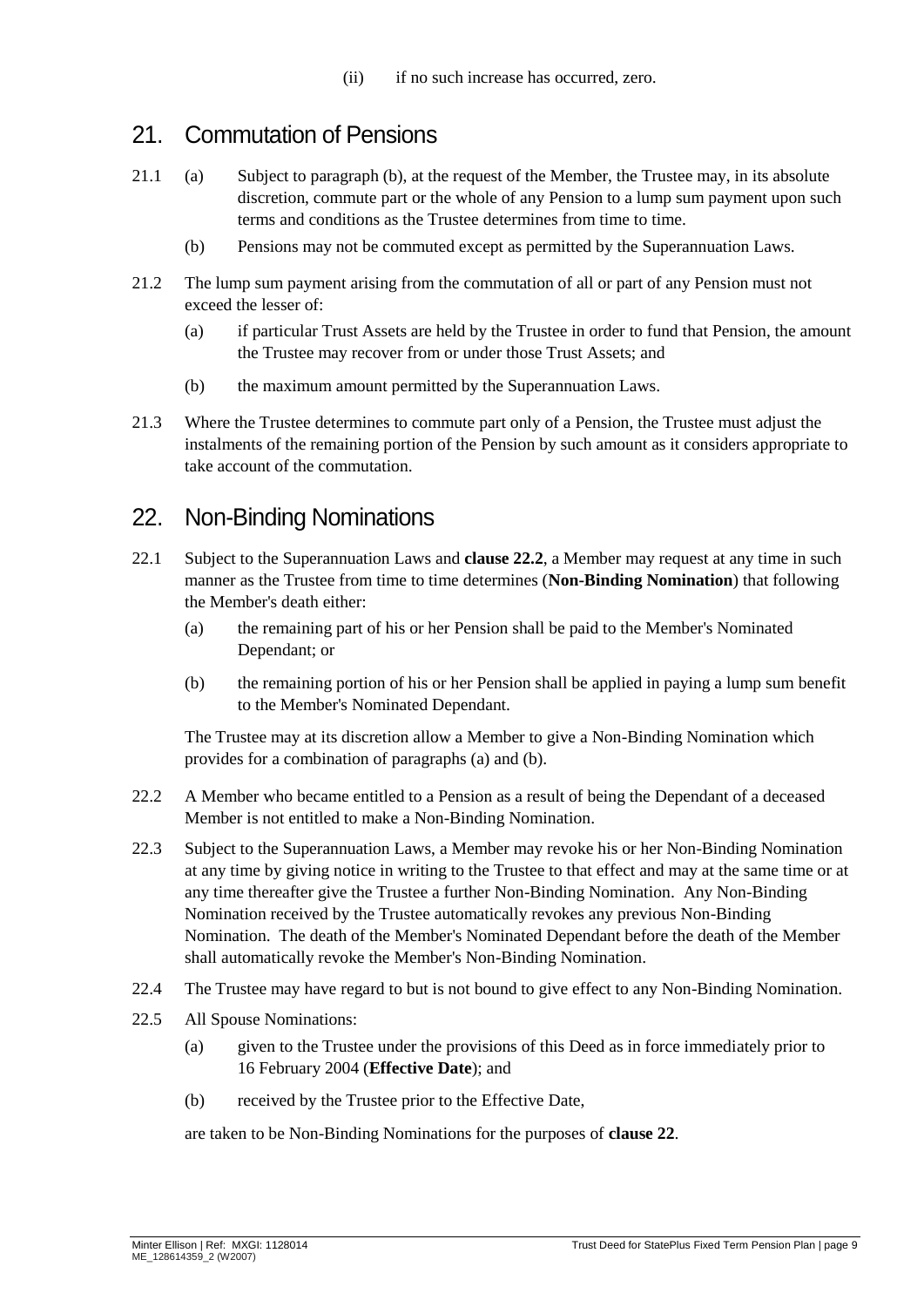(ii) if no such increase has occurred, zero.

## 21. Commutation of Pensions

21.1 (a) Subject to paragraph (b), at the request of the Member, the Trustee may, in its absolute discretion, commute part or the whole of any Pension to a lump sum payment upon such terms and conditions as the Trustee determines from time to time.

(b) Pensions may not be commuted except as permitted by the Superannuation Laws.

21.2 The lump sum payment arising from the commutation of all or part of any Pension must not exceed the lesser of:

(a) if particular Trust Assets are held by the Trustee in order to fund that Pension, the amount the Trustee may recover from or under those Trust Assets; and

(b) the maximum amount permitted by the Superannuation Laws.

21.3 Where the Trustee determines to commute part only of a Pension, the Trustee must adjust the instalments of the remaining portion of the Pension by such amount as it considers appropriate to take account of the commutation.

## 22. Non-Binding Nominations

22.1 Subject to the Superannuation Laws and **clause 22.2**, a Member may request at any time in such manner as the Trustee from time to time determines (**Non-Binding Nomination**) that following the Member's death either:

(a) the remaining part of his or her Pension shall be paid to the Member's Nominated Dependant; or

(b) the remaining portion of his or her Pension shall be applied in paying a lump sum benefit to the Member's Nominated Dependant.

The Trustee may at its discretion allow a Member to give a Non-Binding Nomination which provides for a combination of paragraphs (a) and (b).

22.2 A Member who became entitled to a Pension as a result of being the Dependant of a deceased Member is not entitled to make a Non-Binding Nomination.

22.3 Subject to the Superannuation Laws, a Member may revoke his or her Non-Binding Nomination at any time by giving notice in writing to the Trustee to that effect and may at the same time or at any time thereafter give the Trustee a further Non-Binding Nomination. Any Non-Binding Nomination received by the Trustee automatically revokes any previous Non-Binding Nomination. The death of the Member's Nominated Dependant before the death of the Member shall automatically revoke the Member's Non-Binding Nomination.

22.4 The Trustee may have regard to but is not bound to give effect to any Non-Binding Nomination.

22.5 All Spouse Nominations:

(a) given to the Trustee under the provisions of this Deed as in force immediately prior to 16 February 2004 (**Effective Date**); and

(b) received by the Trustee prior to the Effective Date,

are taken to be Non-Binding Nominations for the purposes of **clause 22**.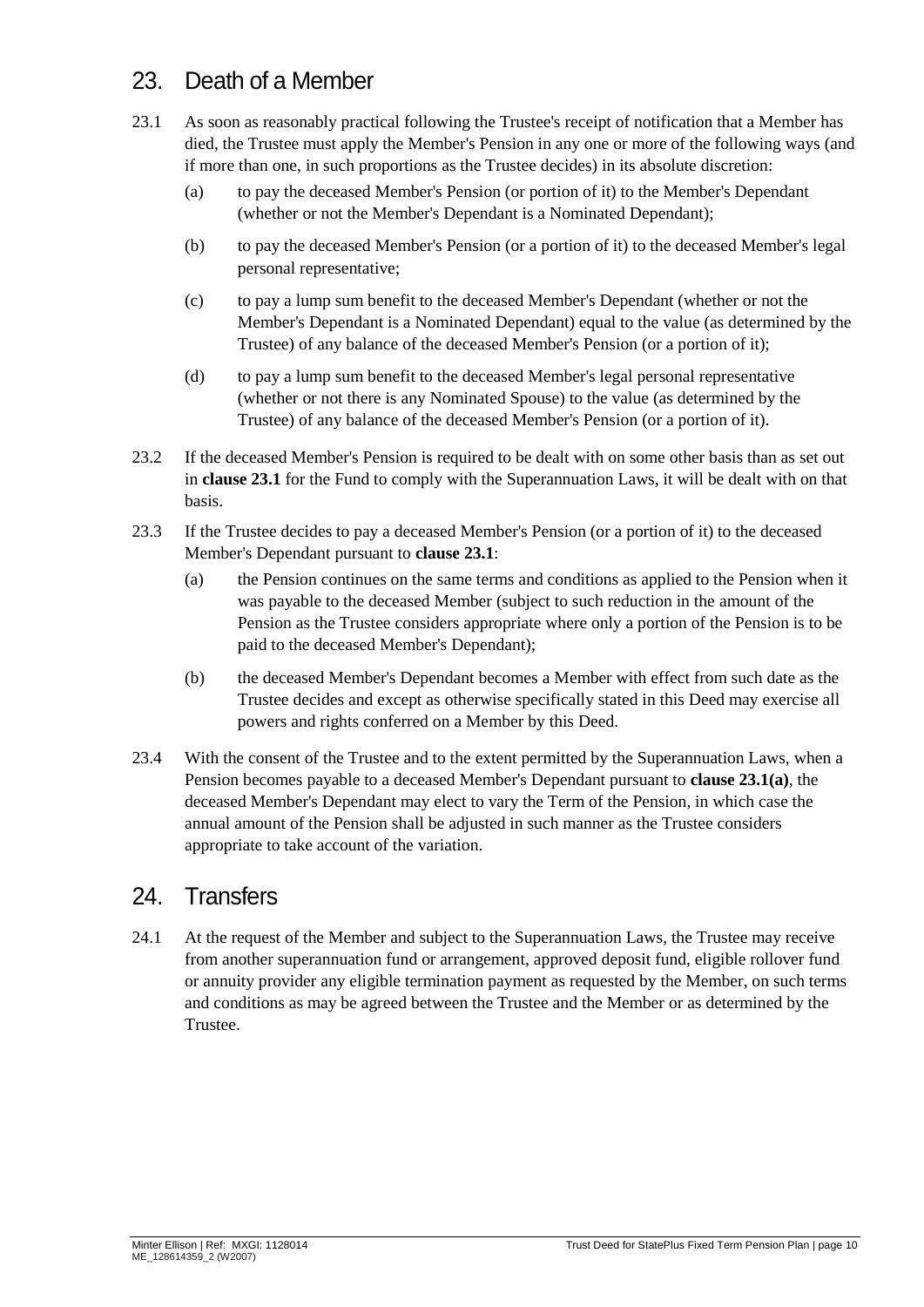## 23. Death of a Member

23.1 As soon as reasonably practical following the Trustee's receipt of notification that a Member has died, the Trustee must apply the Member's Pension in any one or more of the following ways (and if more than one, in such proportions as the Trustee decides) in its absolute discretion:

(a) to pay the deceased Member's Pension (or portion of it) to the Member's Dependant (whether or not the Member's Dependant is a Nominated Dependant);

(b) to pay the deceased Member's Pension (or a portion of it) to the deceased Member's legal personal representative;

(c) to pay a lump sum benefit to the deceased Member's Dependant (whether or not the Member's Dependant is a Nominated Dependant) equal to the value (as determined by the Trustee) of any balance of the deceased Member's Pension (or a portion of it);

(d) to pay a lump sum benefit to the deceased Member's legal personal representative (whether or not there is any Nominated Spouse) to the value (as determined by the Trustee) of any balance of the deceased Member's Pension (or a portion of it).

23.2 If the deceased Member's Pension is required to be dealt with on some other basis than as set out in **clause 23.1** for the Fund to comply with the Superannuation Laws, it will be dealt with on that basis.

23.3 If the Trustee decides to pay a deceased Member's Pension (or a portion of it) to the deceased Member's Dependant pursuant to **clause 23.1**:

(a) the Pension continues on the same terms and conditions as applied to the Pension when it was payable to the deceased Member (subject to such reduction in the amount of the Pension as the Trustee considers appropriate where only a portion of the Pension is to be paid to the deceased Member's Dependant);

(b) the deceased Member's Dependant becomes a Member with effect from such date as the Trustee decides and except as otherwise specifically stated in this Deed may exercise all powers and rights conferred on a Member by this Deed.

23.4 With the consent of the Trustee and to the extent permitted by the Superannuation Laws, when a Pension becomes payable to a deceased Member's Dependant pursuant to **clause 23.1(a)**, the deceased Member's Dependant may elect to vary the Term of the Pension, in which case the annual amount of the Pension shall be adjusted in such manner as the Trustee considers appropriate to take account of the variation.

## 24. Transfers

24.1 At the request of the Member and subject to the Superannuation Laws, the Trustee may receive from another superannuation fund or arrangement, approved deposit fund, eligible rollover fund or annuity provider any eligible termination payment as requested by the Member, on such terms and conditions as may be agreed between the Trustee and the Member or as determined by the Trustee.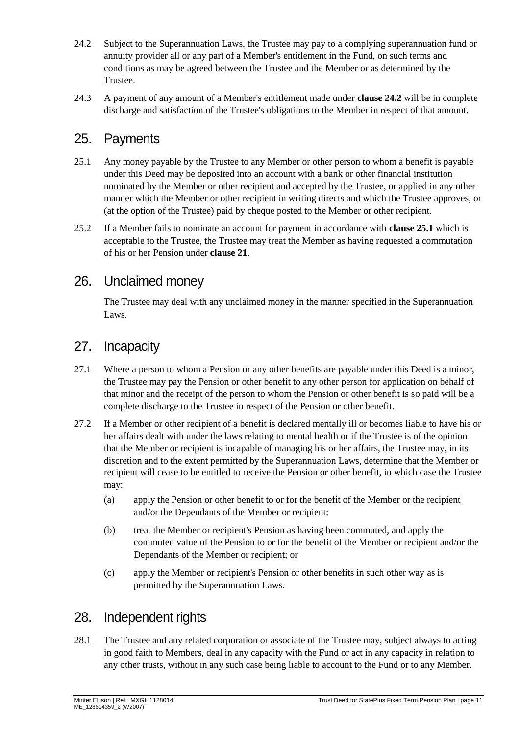24.2 Subject to the Superannuation Laws, the Trustee may pay to a complying superannuation fund or annuity provider all or any part of a Member's entitlement in the Fund, on such terms and conditions as may be agreed between the Trustee and the Member or as determined by the Trustee.

24.3 A payment of any amount of a Member's entitlement made under **clause 24.2** will be in complete discharge and satisfaction of the Trustee's obligations to the Member in respect of that amount.

## 25. Payments

25.1 Any money payable by the Trustee to any Member or other person to whom a benefit is payable under this Deed may be deposited into an account with a bank or other financial institution nominated by the Member or other recipient and accepted by the Trustee, or applied in any other manner which the Member or other recipient in writing directs and which the Trustee approves, or (at the option of the Trustee) paid by cheque posted to the Member or other recipient.

25.2 If a Member fails to nominate an account for payment in accordance with **clause 25.1** which is acceptable to the Trustee, the Trustee may treat the Member as having requested a commutation of his or her Pension under **clause 21**.

## 26. Unclaimed money

The Trustee may deal with any unclaimed money in the manner specified in the Superannuation Laws.

## 27. Incapacity

27.1 Where a person to whom a Pension or any other benefits are payable under this Deed is a minor, the Trustee may pay the Pension or other benefit to any other person for application on behalf of that minor and the receipt of the person to whom the Pension or other benefit is so paid will be a complete discharge to the Trustee in respect of the Pension or other benefit.

27.2 If a Member or other recipient of a benefit is declared mentally ill or becomes liable to have his or her affairs dealt with under the laws relating to mental health or if the Trustee is of the opinion that the Member or recipient is incapable of managing his or her affairs, the Trustee may, in its discretion and to the extent permitted by the Superannuation Laws, determine that the Member or recipient will cease to be entitled to receive the Pension or other benefit, in which case the Trustee may:

(a) apply the Pension or other benefit to or for the benefit of the Member or the recipient and/or the Dependants of the Member or recipient;

(b) treat the Member or recipient's Pension as having been commuted, and apply the commuted value of the Pension to or for the benefit of the Member or recipient and/or the Dependants of the Member or recipient; or

(c) apply the Member or recipient's Pension or other benefits in such other way as is permitted by the Superannuation Laws.

## 28. Independent rights

28.1 The Trustee and any related corporation or associate of the Trustee may, subject always to acting in good faith to Members, deal in any capacity with the Fund or act in any capacity in relation to any other trusts, without in any such case being liable to account to the Fund or to any Member.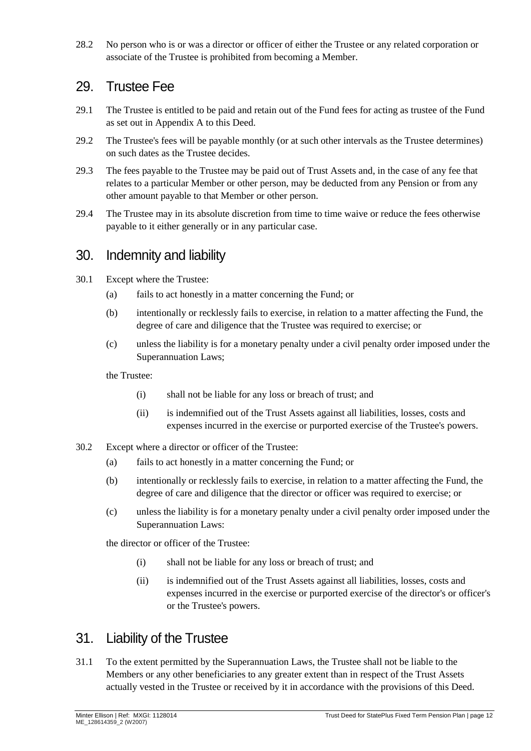28.2 No person who is or was a director or officer of either the Trustee or any related corporation or associate of the Trustee is prohibited from becoming a Member.

## 29. Trustee Fee

29.1 The Trustee is entitled to be paid and retain out of the Fund fees for acting as trustee of the Fund as set out in Appendix A to this Deed.

29.2 The Trustee's fees will be payable monthly (or at such other intervals as the Trustee determines) on such dates as the Trustee decides.

29.3 The fees payable to the Trustee may be paid out of Trust Assets and, in the case of any fee that relates to a particular Member or other person, may be deducted from any Pension or from any other amount payable to that Member or other person.

29.4 The Trustee may in its absolute discretion from time to time waive or reduce the fees otherwise payable to it either generally or in any particular case.

## 30. Indemnity and liability

30.1 Except where the Trustee:

(a) fails to act honestly in a matter concerning the Fund; or

(b) intentionally or recklessly fails to exercise, in relation to a matter affecting the Fund, the degree of care and diligence that the Trustee was required to exercise; or

(c) unless the liability is for a monetary penalty under a civil penalty order imposed under the Superannuation Laws;

the Trustee:

(i) shall not be liable for any loss or breach of trust; and

(ii) is indemnified out of the Trust Assets against all liabilities, losses, costs and expenses incurred in the exercise or purported exercise of the Trustee's powers.

30.2 Except where a director or officer of the Trustee:

(a) fails to act honestly in a matter concerning the Fund; or

(b) intentionally or recklessly fails to exercise, in relation to a matter affecting the Fund, the degree of care and diligence that the director or officer was required to exercise; or

(c) unless the liability is for a monetary penalty under a civil penalty order imposed under the Superannuation Laws:

the director or officer of the Trustee:

(i) shall not be liable for any loss or breach of trust; and

(ii) is indemnified out of the Trust Assets against all liabilities, losses, costs and expenses incurred in the exercise or purported exercise of the director's or officer's or the Trustee's powers.

## 31. Liability of the Trustee

31.1 To the extent permitted by the Superannuation Laws, the Trustee shall not be liable to the Members or any other beneficiaries to any greater extent than in respect of the Trust Assets actually vested in the Trustee or received by it in accordance with the provisions of this Deed.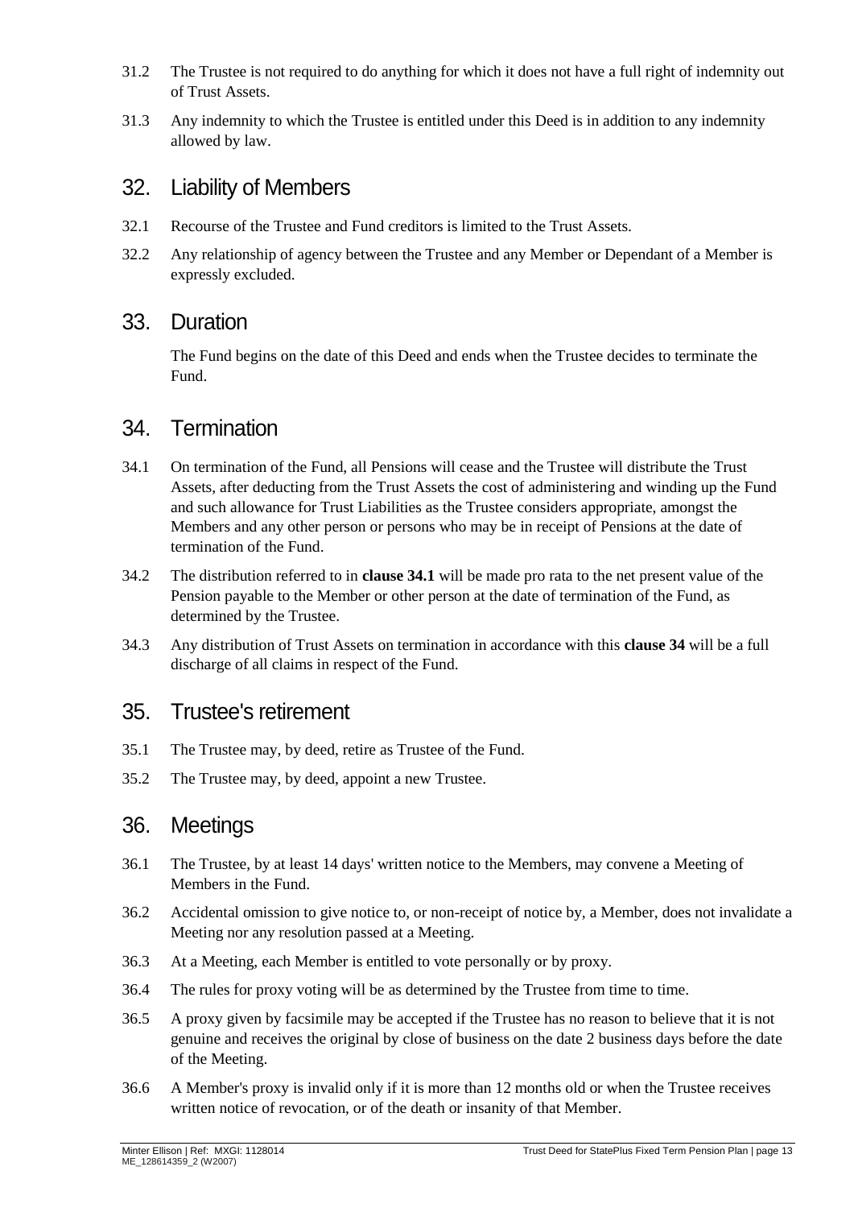31.2 The Trustee is not required to do anything for which it does not have a full right of indemnity out of Trust Assets.

31.3 Any indemnity to which the Trustee is entitled under this Deed is in addition to any indemnity allowed by law.

## 32. Liability of Members

32.1 Recourse of the Trustee and Fund creditors is limited to the Trust Assets.

32.2 Any relationship of agency between the Trustee and any Member or Dependant of a Member is expressly excluded.

## 33. Duration

The Fund begins on the date of this Deed and ends when the Trustee decides to terminate the Fund.

## 34. Termination

34.1 On termination of the Fund, all Pensions will cease and the Trustee will distribute the Trust Assets, after deducting from the Trust Assets the cost of administering and winding up the Fund and such allowance for Trust Liabilities as the Trustee considers appropriate, amongst the Members and any other person or persons who may be in receipt of Pensions at the date of termination of the Fund.

34.2 The distribution referred to in **clause 34.1** will be made pro rata to the net present value of the Pension payable to the Member or other person at the date of termination of the Fund, as determined by the Trustee.

34.3 Any distribution of Trust Assets on termination in accordance with this **clause 34** will be a full discharge of all claims in respect of the Fund.

## 35. Trustee's retirement

35.1 The Trustee may, by deed, retire as Trustee of the Fund.

35.2 The Trustee may, by deed, appoint a new Trustee.

## 36. Meetings

36.1 The Trustee, by at least 14 days' written notice to the Members, may convene a Meeting of Members in the Fund.

36.2 Accidental omission to give notice to, or non-receipt of notice by, a Member, does not invalidate a Meeting nor any resolution passed at a Meeting.

36.3 At a Meeting, each Member is entitled to vote personally or by proxy.

36.4 The rules for proxy voting will be as determined by the Trustee from time to time.

36.5 A proxy given by facsimile may be accepted if the Trustee has no reason to believe that it is not genuine and receives the original by close of business on the date 2 business days before the date of the Meeting.

36.6 A Member's proxy is invalid only if it is more than 12 months old or when the Trustee receives written notice of revocation, or of the death or insanity of that Member.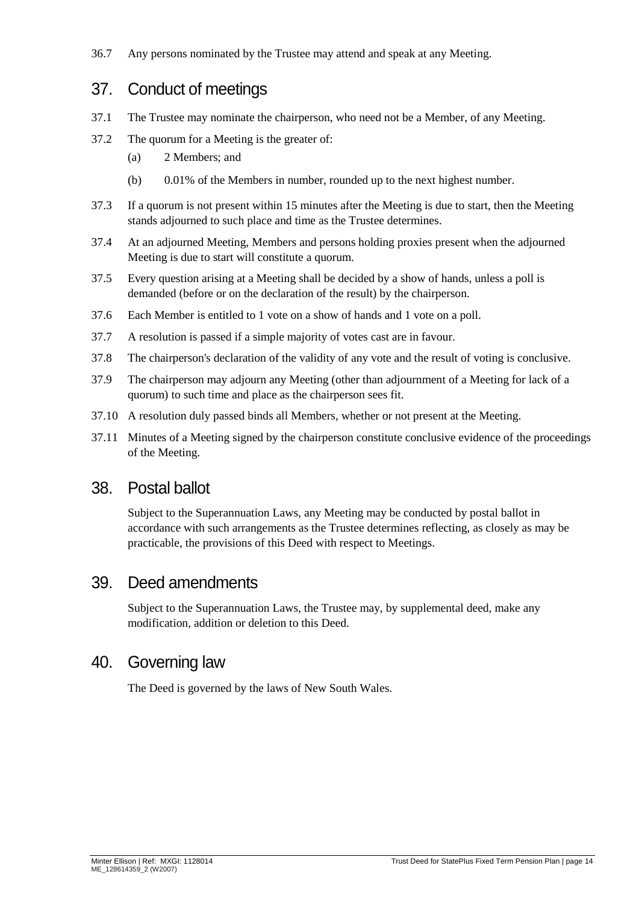36.7 Any persons nominated by the Trustee may attend and speak at any Meeting.

## 37. Conduct of meetings

37.1 The Trustee may nominate the chairperson, who need not be a Member, of any Meeting.

37.2 The quorum for a Meeting is the greater of:

(a) 2 Members; and

(b) 0.01% of the Members in number, rounded up to the next highest number.

37.3 If a quorum is not present within 15 minutes after the Meeting is due to start, then the Meeting stands adjourned to such place and time as the Trustee determines.

37.4 At an adjourned Meeting, Members and persons holding proxies present when the adjourned Meeting is due to start will constitute a quorum.

37.5 Every question arising at a Meeting shall be decided by a show of hands, unless a poll is demanded (before or on the declaration of the result) by the chairperson.

37.6 Each Member is entitled to 1 vote on a show of hands and 1 vote on a poll.

37.7 A resolution is passed if a simple majority of votes cast are in favour.

37.8 The chairperson's declaration of the validity of any vote and the result of voting is conclusive.

37.9 The chairperson may adjourn any Meeting (other than adjournment of a Meeting for lack of a quorum) to such time and place as the chairperson sees fit.

37.10 A resolution duly passed binds all Members, whether or not present at the Meeting.

37.11 Minutes of a Meeting signed by the chairperson constitute conclusive evidence of the proceedings of the Meeting.

## 38. Postal ballot

Subject to the Superannuation Laws, any Meeting may be conducted by postal ballot in accordance with such arrangements as the Trustee determines reflecting, as closely as may be practicable, the provisions of this Deed with respect to Meetings.

## 39. Deed amendments

Subject to the Superannuation Laws, the Trustee may, by supplemental deed, make any modification, addition or deletion to this Deed.

## 40. Governing law

The Deed is governed by the laws of New South Wales.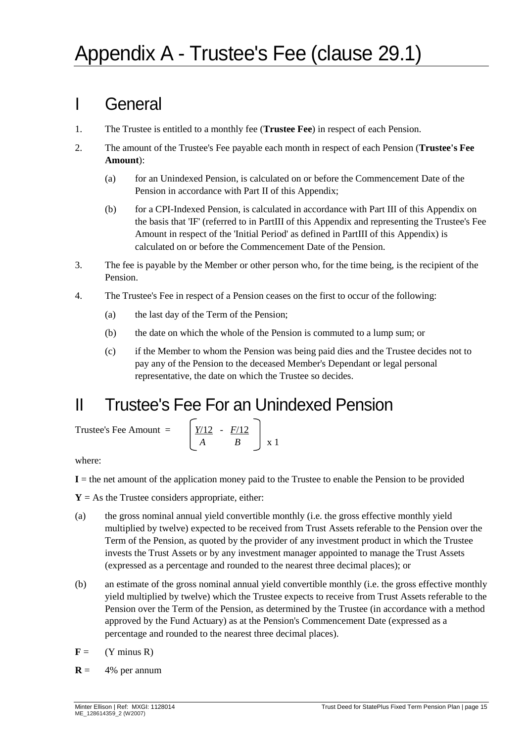# Appendix A - Trustee's Fee (clause 29.1)

## I General

1. The Trustee is entitled to a monthly fee (**Trustee Fee**) in respect of each Pension.
2. The amount of the Trustee's Fee payable each month in respect of each Pension (**Trustee's Fee Amount**):
   (a) for an Unindexed Pension, is calculated on or before the Commencement Date of the Pension in accordance with Part II of this Appendix;
   (b) for a CPI-Indexed Pension, is calculated in accordance with Part III of this Appendix on the basis that 'IF' (referred to in PartIII of this Appendix and representing the Trustee's Fee Amount in respect of the 'Initial Period' as defined in PartIII of this Appendix) is calculated on or before the Commencement Date of the Pension.
3. The fee is payable by the Member or other person who, for the time being, is the recipient of the Pension.
4. The Trustee's Fee in respect of a Pension ceases on the first to occur of the following:
   (a) the last day of the Term of the Pension;
   (b) the date on which the whole of the Pension is commuted to a lump sum; or
   (c) if the Member to whom the Pension was being paid dies and the Trustee decides not to pay any of the Pension to the deceased Member's Dependant or legal personal representative, the date on which the Trustee so decides.

## II Trustee's Fee For an Unindexed Pension

$$\text{Trustee's Fee Amount} = \left[ \frac{Y/12}{A} - \frac{F/12}{B} \right] \times 1$$

where:

**I** = the net amount of the application money paid to the Trustee to enable the Pension to be provided

**Y** = As the Trustee considers appropriate, either:

(a) the gross nominal annual yield convertible monthly (i.e. the gross effective monthly yield multiplied by twelve) expected to be received from Trust Assets referable to the Pension over the Term of the Pension, as quoted by the provider of any investment product in which the Trustee invests the Trust Assets or by any investment manager appointed to manage the Trust Assets (expressed as a percentage and rounded to the nearest three decimal places); or

(b) an estimate of the gross nominal annual yield convertible monthly (i.e. the gross effective monthly yield multiplied by twelve) which the Trustee expects to receive from Trust Assets referable to the Pension over the Term of the Pension, as determined by the Trustee (in accordance with a method approved by the Fund Actuary) as at the Pension's Commencement Date (expressed as a percentage and rounded to the nearest three decimal places).

**F** = (Y minus R)

**R** = 4% per annum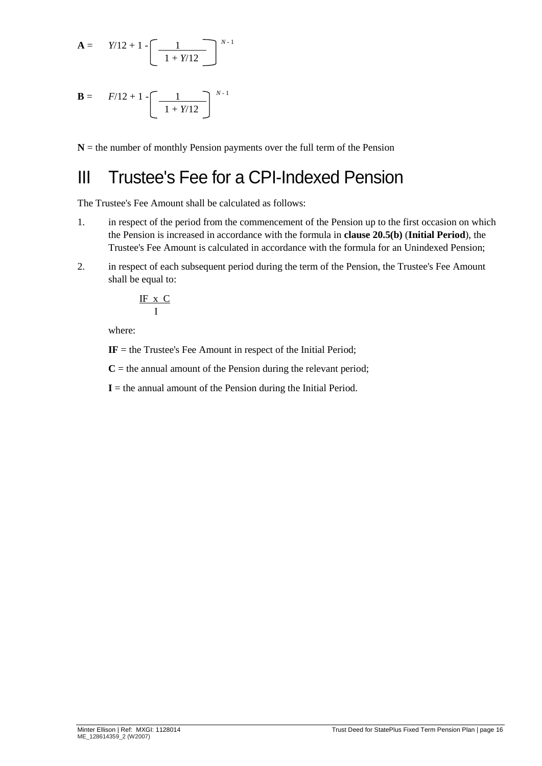$$\mathbf{A} = Y/12 + 1 - \left[ \frac{1}{1 + Y/12} \right]^{N-1}$$

$$\mathbf{B} = F/12 + 1 - \left[ \frac{1}{1 + Y/12} \right]^{N-1}$$

**N** = the number of monthly Pension payments over the full term of the Pension

# III Trustee's Fee for a CPI-Indexed Pension

The Trustee's Fee Amount shall be calculated as follows:

1. in respect of the period from the commencement of the Pension up to the first occasion on which the Pension is increased in accordance with the formula in **clause 20.5(b)** (**Initial Period**), the Trustee's Fee Amount is calculated in accordance with the formula for an Unindexed Pension;

2. in respect of each subsequent period during the term of the Pension, the Trustee's Fee Amount shall be equal to:

   $$\frac{IF \times C}{I}$$

   where:

   **IF** = the Trustee's Fee Amount in respect of the Initial Period;

   **C** = the annual amount of the Pension during the relevant period;

   **I** = the annual amount of the Pension during the Initial Period.